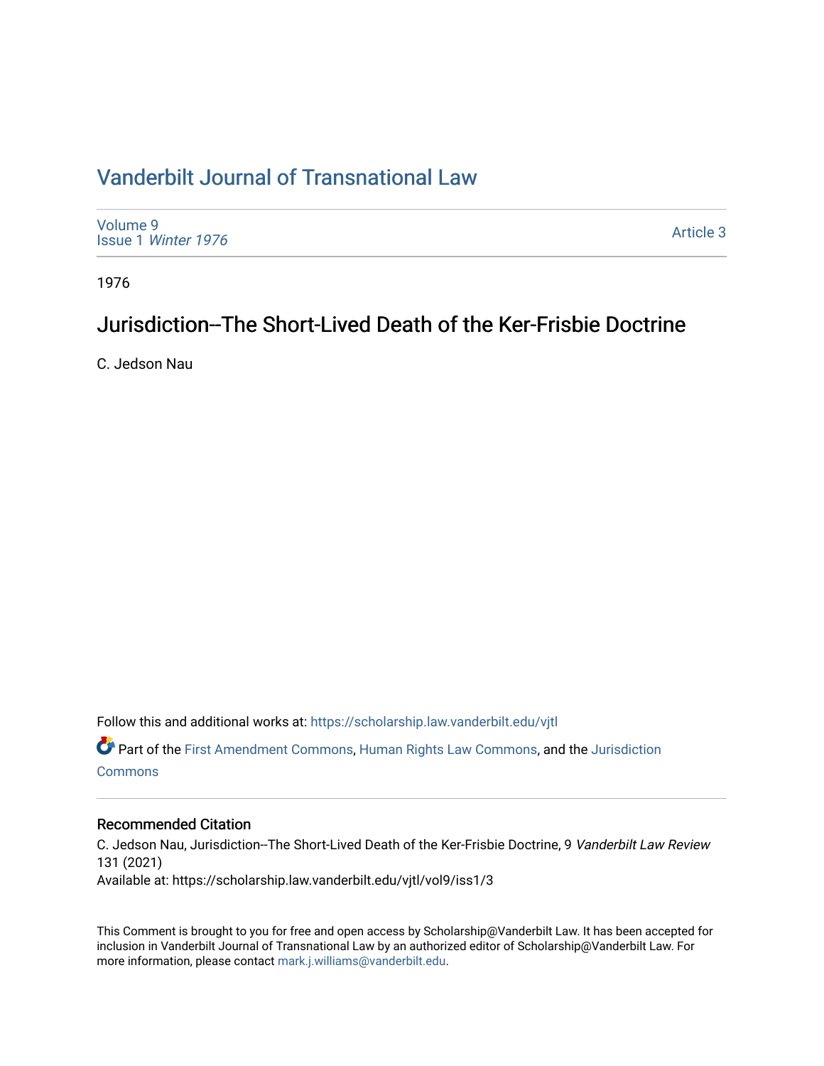# Vanderbilt Journal of Transnational Law

Volume 9
Issue 1 *Winter 1976*

Article 3

1976

## Jurisdiction--The Short-Lived Death of the Ker-Frisbie Doctrine

C. Jedson Nau

Follow this and additional works at: https://scholarship.law.vanderbilt.edu/vjtl

Part of the First Amendment Commons, Human Rights Law Commons, and the Jurisdiction Commons

### Recommended Citation

C. Jedson Nau, Jurisdiction--The Short-Lived Death of the Ker-Frisbie Doctrine, 9 *Vanderbilt Law Review* 131 (2021)
Available at: https://scholarship.law.vanderbilt.edu/vjtl/vol9/iss1/3

This Comment is brought to you for free and open access by Scholarship@Vanderbilt Law. It has been accepted for inclusion in Vanderbilt Journal of Transnational Law by an authorized editor of Scholarship@Vanderbilt Law. For more information, please contact mark.j.williams@vanderbilt.edu.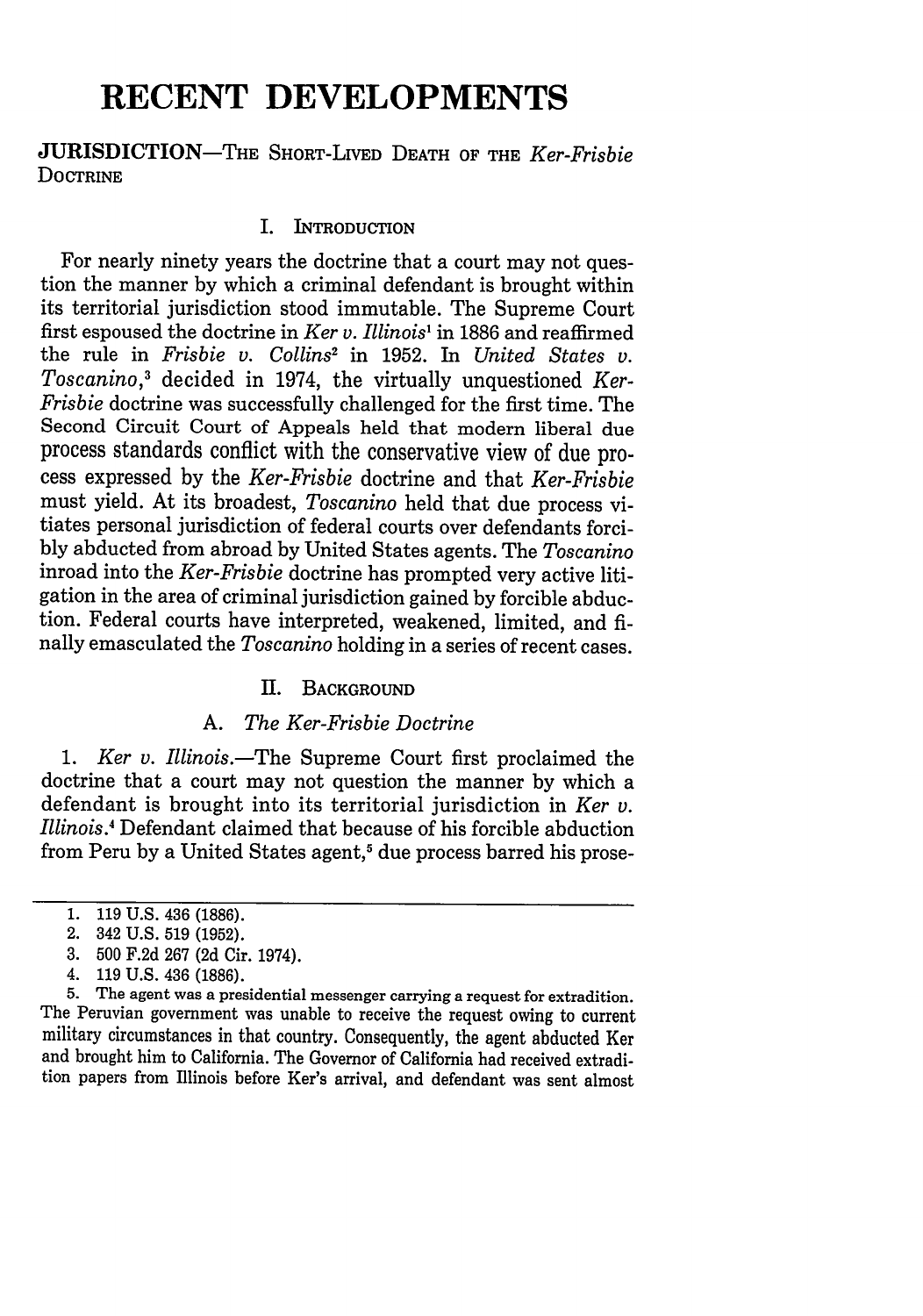# RECENT DEVELOPMENTS

## JURISDICTION—THE SHORT-LIVED DEATH OF THE *Ker-Frisbie* DOCTRINE

### I. INTRODUCTION

For nearly ninety years the doctrine that a court may not question the manner by which a criminal defendant is brought within its territorial jurisdiction stood immutable. The Supreme Court first espoused the doctrine in *Ker v. Illinois*[1] in 1886 and reaffirmed the rule in *Frisbie v. Collins*[2] in 1952. In *United States v. Toscanino*,[3] decided in 1974, the virtually unquestioned *Ker-Frisbie* doctrine was successfully challenged for the first time. The Second Circuit Court of Appeals held that modern liberal due process standards conflict with the conservative view of due process expressed by the *Ker-Frisbie* doctrine and that *Ker-Frisbie* must yield. At its broadest, *Toscanino* held that due process vitiates personal jurisdiction of federal courts over defendants forcibly abducted from abroad by United States agents. The *Toscanino* inroad into the *Ker-Frisbie* doctrine has prompted very active litigation in the area of criminal jurisdiction gained by forcible abduction. Federal courts have interpreted, weakened, limited, and finally emasculated the *Toscanino* holding in a series of recent cases.

### II. BACKGROUND

#### A. *The Ker-Frisbie Doctrine*

1. *Ker v. Illinois*.—The Supreme Court first proclaimed the doctrine that a court may not question the manner by which a defendant is brought into its territorial jurisdiction in *Ker v. Illinois*.[4] Defendant claimed that because of his forcible abduction from Peru by a United States agent,[5] due process barred his prose-

---

1. 119 U.S. 436 (1886).
2. 342 U.S. 519 (1952).
3. 500 F.2d 267 (2d Cir. 1974).
4. 119 U.S. 436 (1886).
5. The agent was a presidential messenger carrying a request for extradition. The Peruvian government was unable to receive the request owing to current military circumstances in that country. Consequently, the agent abducted Ker and brought him to California. The Governor of California had received extradition papers from Illinois before Ker's arrival, and defendant was sent almost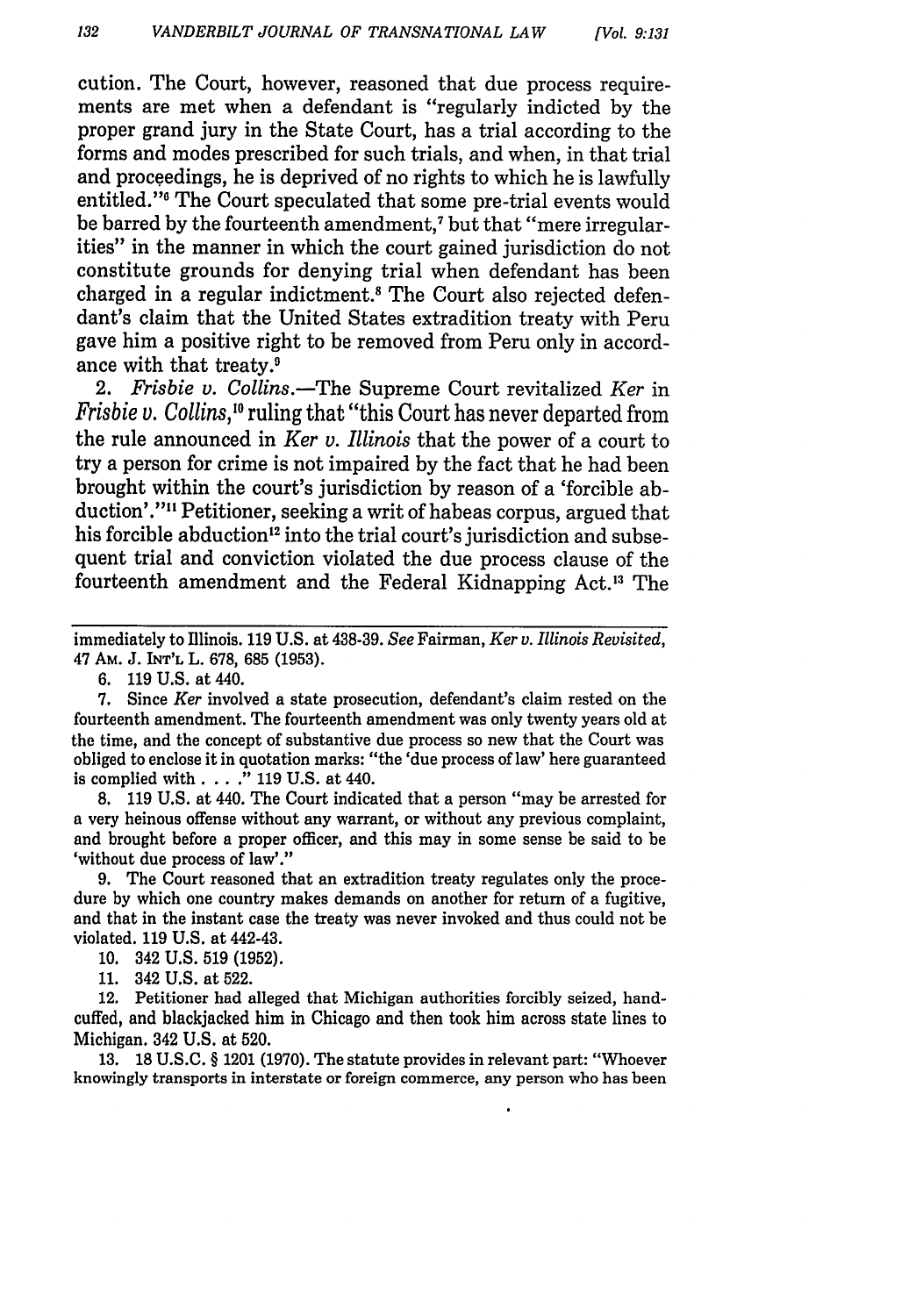cution. The Court, however, reasoned that due process requirements are met when a defendant is "regularly indicted by the proper grand jury in the State Court, has a trial according to the forms and modes prescribed for such trials, and when, in that trial and proceedings, he is deprived of no rights to which he is lawfully entitled."[6] The Court speculated that some pre-trial events would be barred by the fourteenth amendment,[7] but that "mere irregularities" in the manner in which the court gained jurisdiction do not constitute grounds for denying trial when defendant has been charged in a regular indictment.[8] The Court also rejected defendant's claim that the United States extradition treaty with Peru gave him a positive right to be removed from Peru only in accordance with that treaty.[9]

2. *Frisbie v. Collins*.—The Supreme Court revitalized *Ker* in *Frisbie v. Collins*,[10] ruling that "this Court has never departed from the rule announced in *Ker v. Illinois* that the power of a court to try a person for crime is not impaired by the fact that he had been brought within the court's jurisdiction by reason of a 'forcible abduction'."[11] Petitioner, seeking a writ of habeas corpus, argued that his forcible abduction[12] into the trial court's jurisdiction and subsequent trial and conviction violated the due process clause of the fourteenth amendment and the Federal Kidnapping Act.[13] The

---

immediately to Illinois. 119 U.S. at 438-39. *See* Fairman, *Ker v. Illinois Revisited*, 47 AM. J. INT'L L. 678, 685 (1953).

6. 119 U.S. at 440.

7. Since *Ker* involved a state prosecution, defendant's claim rested on the fourteenth amendment. The fourteenth amendment was only twenty years old at the time, and the concept of substantive due process so new that the Court was obliged to enclose it in quotation marks: "the 'due process of law' here guaranteed is complied with . . . ." 119 U.S. at 440.

8. 119 U.S. at 440. The Court indicated that a person "may be arrested for a very heinous offense without any warrant, or without any previous complaint, and brought before a proper officer, and this may in some sense be said to be 'without due process of law'."

9. The Court reasoned that an extradition treaty regulates only the procedure by which one country makes demands on another for return of a fugitive, and that in the instant case the treaty was never invoked and thus could not be violated. 119 U.S. at 442-43.

10. 342 U.S. 519 (1952).

11. 342 U.S. at 522.

12. Petitioner had alleged that Michigan authorities forcibly seized, handcuffed, and blackjacked him in Chicago and then took him across state lines to Michigan. 342 U.S. at 520.

13. 18 U.S.C. § 1201 (1970). The statute provides in relevant part: "Whoever knowingly transports in interstate or foreign commerce, any person who has been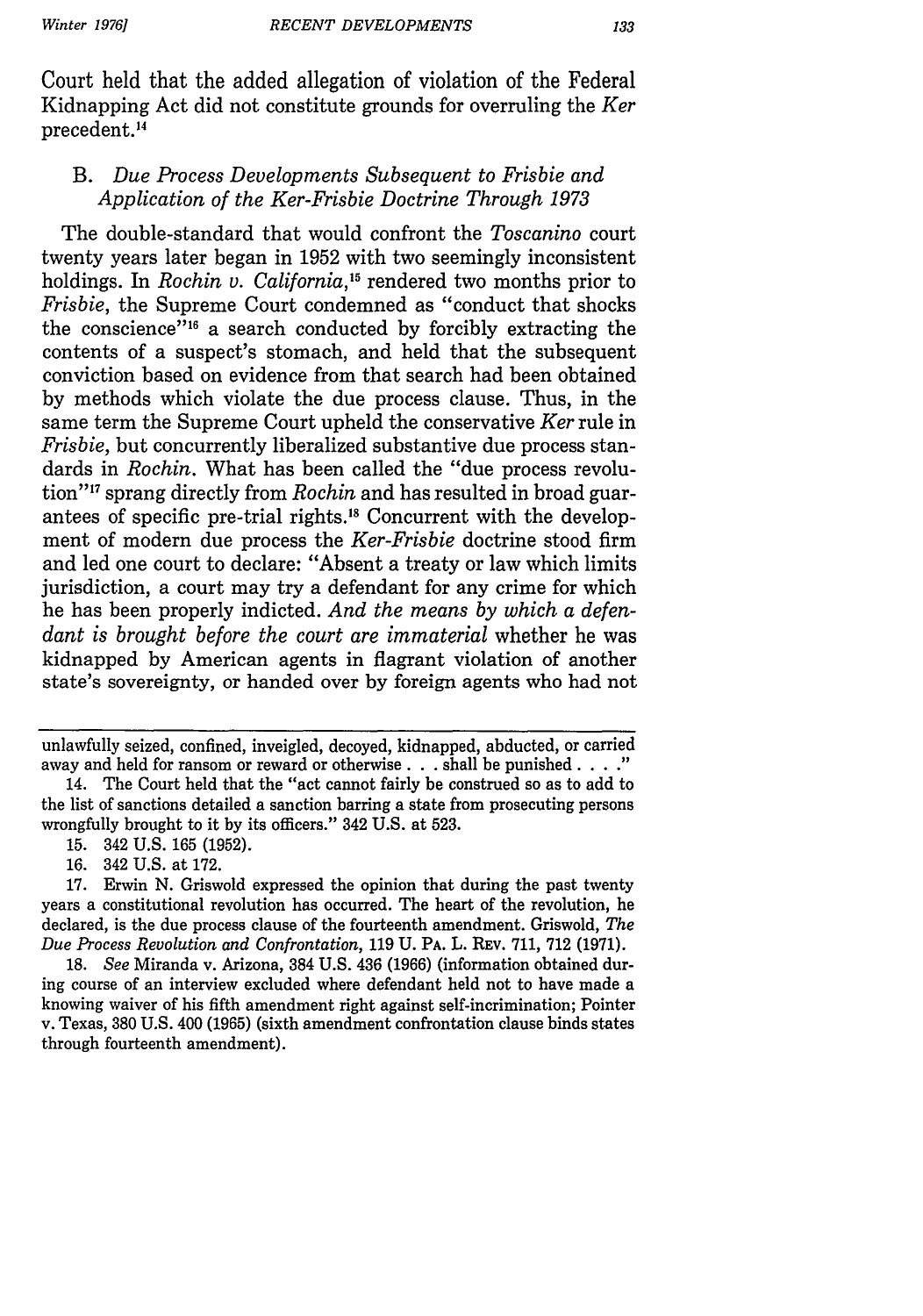Court held that the added allegation of violation of the Federal Kidnapping Act did not constitute grounds for overruling the *Ker* precedent.[14]

### B. *Due Process Developments Subsequent to Frisbie and Application of the Ker-Frisbie Doctrine Through 1973*

The double-standard that would confront the *Toscanino* court twenty years later began in 1952 with two seemingly inconsistent holdings. In *Rochin v. California*,[15] rendered two months prior to *Frisbie*, the Supreme Court condemned as "conduct that shocks the conscience"[16] a search conducted by forcibly extracting the contents of a suspect's stomach, and held that the subsequent conviction based on evidence from that search had been obtained by methods which violate the due process clause. Thus, in the same term the Supreme Court upheld the conservative *Ker* rule in *Frisbie*, but concurrently liberalized substantive due process standards in *Rochin*. What has been called the "due process revolution"[17] sprang directly from *Rochin* and has resulted in broad guarantees of specific pre-trial rights.[18] Concurrent with the development of modern due process the *Ker-Frisbie* doctrine stood firm and led one court to declare: "Absent a treaty or law which limits jurisdiction, a court may try a defendant for any crime for which he has been properly indicted. *And the means by which a defendant is brought before the court are immaterial* whether he was kidnapped by American agents in flagrant violation of another state's sovereignty, or handed over by foreign agents who had not

---

unlawfully seized, confined, inveigled, decoyed, kidnapped, abducted, or carried away and held for ransom or reward or otherwise . . . shall be punished . . . ."

14. The Court held that the "act cannot fairly be construed so as to add to the list of sanctions detailed a sanction barring a state from prosecuting persons wrongfully brought to it by its officers." 342 U.S. at 523.

15. 342 U.S. 165 (1952).

16. 342 U.S. at 172.

17. Erwin N. Griswold expressed the opinion that during the past twenty years a constitutional revolution has occurred. The heart of the revolution, he declared, is the due process clause of the fourteenth amendment. Griswold, *The Due Process Revolution and Confrontation*, 119 U. PA. L. REV. 711, 712 (1971).

18. *See* Miranda v. Arizona, 384 U.S. 436 (1966) (information obtained during course of an interview excluded where defendant held not to have made a knowing waiver of his fifth amendment right against self-incrimination; Pointer v. Texas, 380 U.S. 400 (1965) (sixth amendment confrontation clause binds states through fourteenth amendment).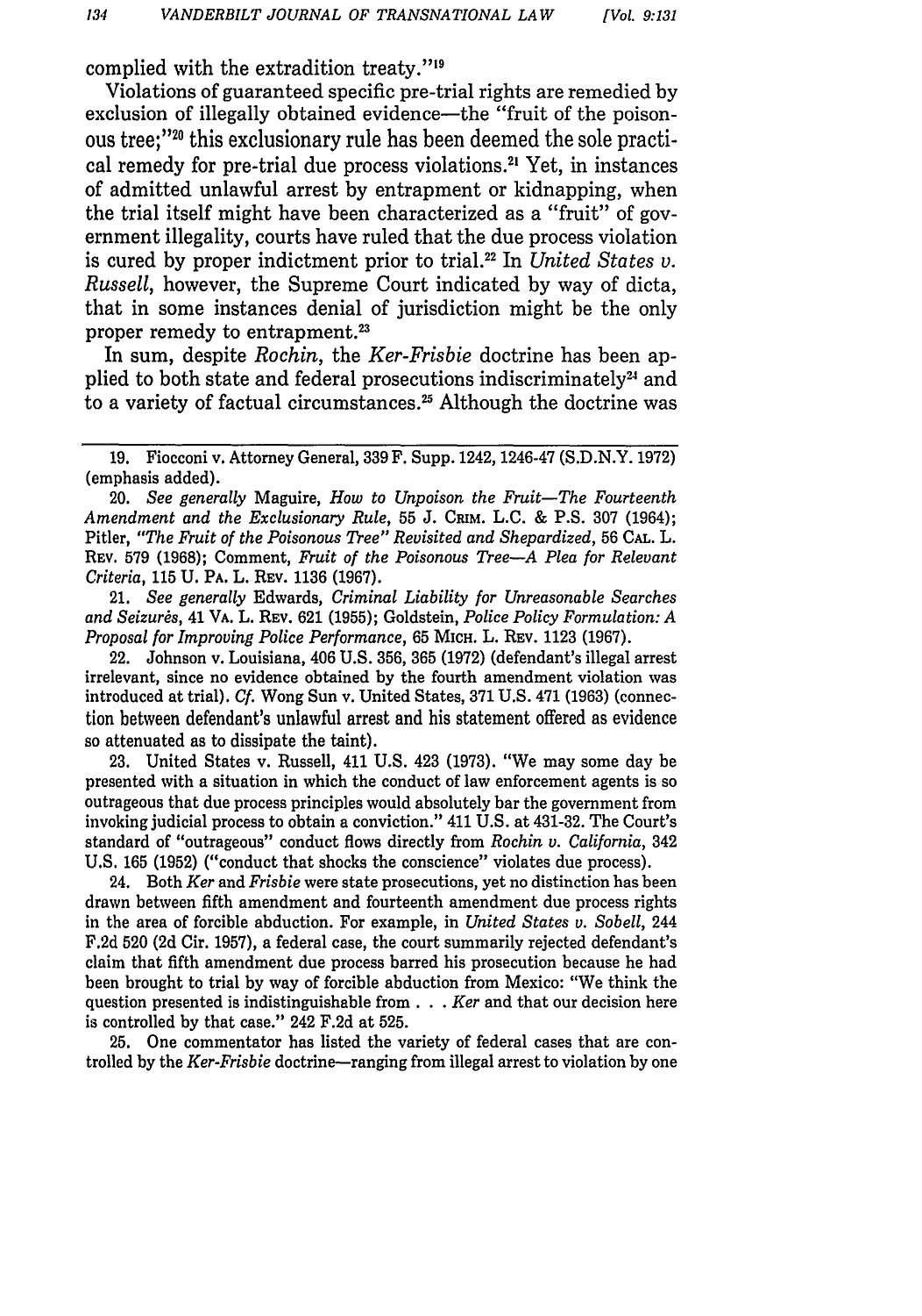complied with the extradition treaty."[19]

Violations of guaranteed specific pre-trial rights are remedied by exclusion of illegally obtained evidence—the "fruit of the poisonous tree;"[20] this exclusionary rule has been deemed the sole practical remedy for pre-trial due process violations.[21] Yet, in instances of admitted unlawful arrest by entrapment or kidnapping, when the trial itself might have been characterized as a "fruit" of government illegality, courts have ruled that the due process violation is cured by proper indictment prior to trial.[22] In *United States v. Russell*, however, the Supreme Court indicated by way of dicta, that in some instances denial of jurisdiction might be the only proper remedy to entrapment.[23]

In sum, despite *Rochin*, the *Ker-Frisbie* doctrine has been applied to both state and federal prosecutions indiscriminately[24] and to a variety of factual circumstances.[25] Although the doctrine was

---

19. Fiocconi v. Attorney General, 339 F. Supp. 1242, 1246-47 (S.D.N.Y. 1972) (emphasis added).

20. *See generally* Maguire, *How to Unpoison the Fruit—The Fourteenth Amendment and the Exclusionary Rule*, 55 J. CRIM. L.C. & P.S. 307 (1964); Pitler, *"The Fruit of the Poisonous Tree" Revisited and Shepardized*, 56 CAL. L. REV. 579 (1968); Comment, *Fruit of the Poisonous Tree—A Plea for Relevant Criteria*, 115 U. PA. L. REV. 1136 (1967).

21. *See generally* Edwards, *Criminal Liability for Unreasonable Searches and Seizurès*, 41 VA. L. REV. 621 (1955); Goldstein, *Police Policy Formulation: A Proposal for Improving Police Performance*, 65 MICH. L. REV. 1123 (1967).

22. Johnson v. Louisiana, 406 U.S. 356, 365 (1972) (defendant's illegal arrest irrelevant, since no evidence obtained by the fourth amendment violation was introduced at trial). *Cf.* Wong Sun v. United States, 371 U.S. 471 (1963) (connection between defendant's unlawful arrest and his statement offered as evidence so attenuated as to dissipate the taint).

23. United States v. Russell, 411 U.S. 423 (1973). "We may some day be presented with a situation in which the conduct of law enforcement agents is so outrageous that due process principles would absolutely bar the government from invoking judicial process to obtain a conviction." 411 U.S. at 431-32. The Court's standard of "outrageous" conduct flows directly from *Rochin v. California*, 342 U.S. 165 (1952) ("conduct that shocks the conscience" violates due process).

24. Both *Ker* and *Frisbie* were state prosecutions, yet no distinction has been drawn between fifth amendment and fourteenth amendment due process rights in the area of forcible abduction. For example, in *United States v. Sobell*, 244 F.2d 520 (2d Cir. 1957), a federal case, the court summarily rejected defendant's claim that fifth amendment due process barred his prosecution because he had been brought to trial by way of forcible abduction from Mexico: "We think the question presented is indistinguishable from . . . *Ker* and that our decision here is controlled by that case." 242 F.2d at 525.

25. One commentator has listed the variety of federal cases that are controlled by the *Ker-Frisbie* doctrine—ranging from illegal arrest to violation by one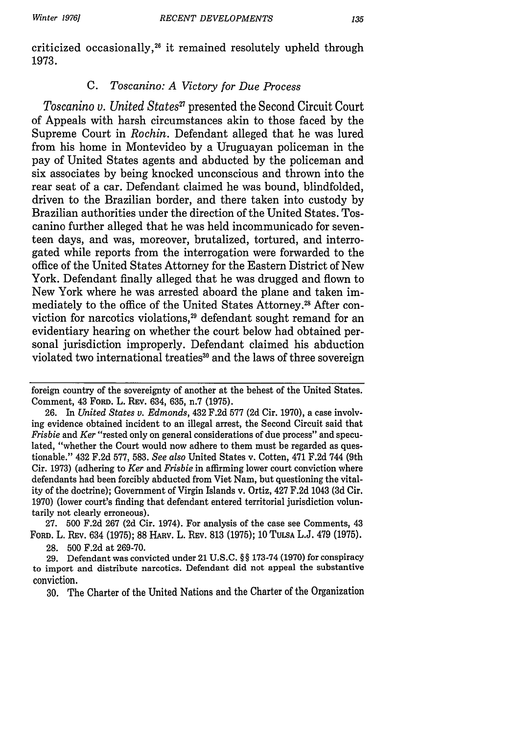criticized occasionally,[26] it remained resolutely upheld through 1973.

### C. *Toscanino: A Victory for Due Process*

*Toscanino v. United States*[27] presented the Second Circuit Court of Appeals with harsh circumstances akin to those faced by the Supreme Court in *Rochin*. Defendant alleged that he was lured from his home in Montevideo by a Uruguayan policeman in the pay of United States agents and abducted by the policeman and six associates by being knocked unconscious and thrown into the rear seat of a car. Defendant claimed he was bound, blindfolded, driven to the Brazilian border, and there taken into custody by Brazilian authorities under the direction of the United States. Toscanino further alleged that he was held incommunicado for seventeen days, and was, moreover, brutalized, tortured, and interrogated while reports from the interrogation were forwarded to the office of the United States Attorney for the Eastern District of New York. Defendant finally alleged that he was drugged and flown to New York where he was arrested aboard the plane and taken immediately to the office of the United States Attorney.[28] After conviction for narcotics violations,[29] defendant sought remand for an evidentiary hearing on whether the court below had obtained personal jurisdiction improperly. Defendant claimed his abduction violated two international treaties[30] and the laws of three sovereign

---

foreign country of the sovereignty of another at the behest of the United States. Comment, 43 FORD. L. REV. 634, 635, n.7 (1975).

26. In *United States v. Edmonds*, 432 F.2d 577 (2d Cir. 1970), a case involving evidence obtained incident to an illegal arrest, the Second Circuit said that *Frisbie* and *Ker* "rested only on general considerations of due process" and speculated, "whether the Court would now adhere to them must be regarded as questionable." 432 F.2d 577, 583. *See also* United States v. Cotten, 471 F.2d 744 (9th Cir. 1973) (adhering to *Ker* and *Frisbie* in affirming lower court conviction where defendants had been forcibly abducted from Viet Nam, but questioning the vitality of the doctrine); Government of Virgin Islands v. Ortiz, 427 F.2d 1043 (3d Cir. 1970) (lower court's finding that defendant entered territorial jurisdiction voluntarily not clearly erroneous).

27. 500 F.2d 267 (2d Cir. 1974). For analysis of the case see Comments, 43 FORD. L. REV. 634 (1975); 88 HARV. L. REV. 813 (1975); 10 TULSA L.J. 479 (1975).

28. 500 F.2d at 269-70.

29. Defendant was convicted under 21 U.S.C. §§ 173-74 (1970) for conspiracy to import and distribute narcotics. Defendant did not appeal the substantive conviction.

30. The Charter of the United Nations and the Charter of the Organization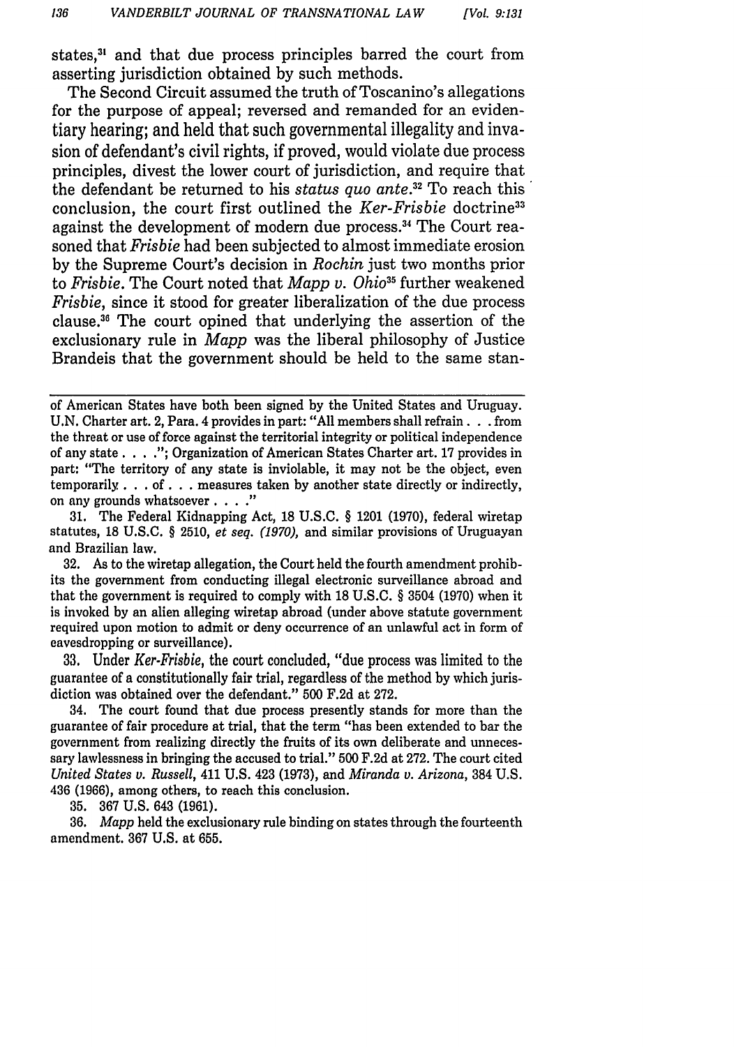states,[31] and that due process principles barred the court from asserting jurisdiction obtained by such methods.

The Second Circuit assumed the truth of Toscanino's allegations for the purpose of appeal; reversed and remanded for an evidentiary hearing; and held that such governmental illegality and invasion of defendant's civil rights, if proved, would violate due process principles, divest the lower court of jurisdiction, and require that the defendant be returned to his *status quo ante*.[32] To reach this conclusion, the court first outlined the *Ker-Frisbie* doctrine[33] against the development of modern due process.[34] The Court reasoned that *Frisbie* had been subjected to almost immediate erosion by the Supreme Court's decision in *Rochin* just two months prior to *Frisbie*. The Court noted that *Mapp v. Ohio*[35] further weakened *Frisbie*, since it stood for greater liberalization of the due process clause.[36] The court opined that underlying the assertion of the exclusionary rule in *Mapp* was the liberal philosophy of Justice Brandeis that the government should be held to the same stan-

---

of American States have both been signed by the United States and Uruguay. U.N. Charter art. 2, Para. 4 provides in part: "All members shall refrain . . . from the threat or use of force against the territorial integrity or political independence of any state . . . ."; Organization of American States Charter art. 17 provides in part: "The territory of any state is inviolable, it may not be the object, even temporarily . . . of . . . measures taken by another state directly or indirectly, on any grounds whatsoever . . . ."

31. The Federal Kidnapping Act, 18 U.S.C. § 1201 (1970), federal wiretap statutes, 18 U.S.C. § 2510, *et seq. (1970)*, and similar provisions of Uruguayan and Brazilian law.

32. As to the wiretap allegation, the Court held the fourth amendment prohibits the government from conducting illegal electronic surveillance abroad and that the government is required to comply with 18 U.S.C. § 3504 (1970) when it is invoked by an alien alleging wiretap abroad (under above statute government required upon motion to admit or deny occurrence of an unlawful act in form of eavesdropping or surveillance).

33. Under *Ker-Frisbie*, the court concluded, "due process was limited to the guarantee of a constitutionally fair trial, regardless of the method by which jurisdiction was obtained over the defendant." 500 F.2d at 272.

34. The court found that due process presently stands for more than the guarantee of fair procedure at trial, that the term "has been extended to bar the government from realizing directly the fruits of its own deliberate and unnecessary lawlessness in bringing the accused to trial." 500 F.2d at 272. The court cited *United States v. Russell*, 411 U.S. 423 (1973), and *Miranda v. Arizona*, 384 U.S. 436 (1966), among others, to reach this conclusion.

35. 367 U.S. 643 (1961).

36. *Mapp* held the exclusionary rule binding on states through the fourteenth amendment. 367 U.S. at 655.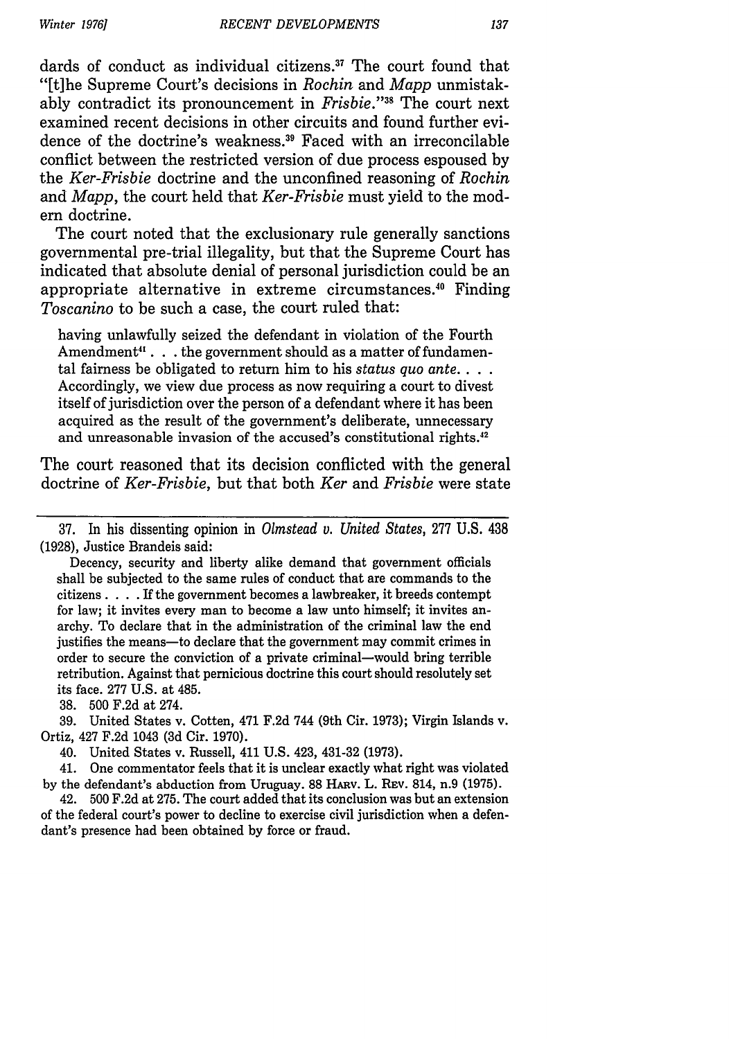dards of conduct as individual citizens.[37] The court found that "[t]he Supreme Court's decisions in *Rochin* and *Mapp* unmistakably contradict its pronouncement in *Frisbie*."[38] The court next examined recent decisions in other circuits and found further evidence of the doctrine's weakness.[39] Faced with an irreconcilable conflict between the restricted version of due process espoused by the *Ker-Frisbie* doctrine and the unconfined reasoning of *Rochin* and *Mapp*, the court held that *Ker-Frisbie* must yield to the modern doctrine.

The court noted that the exclusionary rule generally sanctions governmental pre-trial illegality, but that the Supreme Court has indicated that absolute denial of personal jurisdiction could be an appropriate alternative in extreme circumstances.[40] Finding *Toscanino* to be such a case, the court ruled that:

> having unlawfully seized the defendant in violation of the Fourth Amendment[41] . . . the government should as a matter of fundamental fairness be obligated to return him to his *status quo ante*. . . . Accordingly, we view due process as now requiring a court to divest itself of jurisdiction over the person of a defendant where it has been acquired as the result of the government's deliberate, unnecessary and unreasonable invasion of the accused's constitutional rights.[42]

The court reasoned that its decision conflicted with the general doctrine of *Ker-Frisbie*, but that both *Ker* and *Frisbie* were state

---

37. In his dissenting opinion in *Olmstead v. United States*, 277 U.S. 438 (1928), Justice Brandeis said:

> Decency, security and liberty alike demand that government officials shall be subjected to the same rules of conduct that are commands to the citizens . . . . If the government becomes a lawbreaker, it breeds contempt for law; it invites every man to become a law unto himself; it invites anarchy. To declare that in the administration of the criminal law the end justifies the means—to declare that the government may commit crimes in order to secure the conviction of a private criminal—would bring terrible retribution. Against that pernicious doctrine this court should resolutely set its face. 277 U.S. at 485.

38. 500 F.2d at 274.

39. United States v. Cotten, 471 F.2d 744 (9th Cir. 1973); Virgin Islands v. Ortiz, 427 F.2d 1043 (3d Cir. 1970).

40. United States v. Russell, 411 U.S. 423, 431-32 (1973).

41. One commentator feels that it is unclear exactly what right was violated by the defendant's abduction from Uruguay. 88 HARV. L. REV. 814, n.9 (1975).

42. 500 F.2d at 275. The court added that its conclusion was but an extension of the federal court's power to decline to exercise civil jurisdiction when a defendant's presence had been obtained by force or fraud.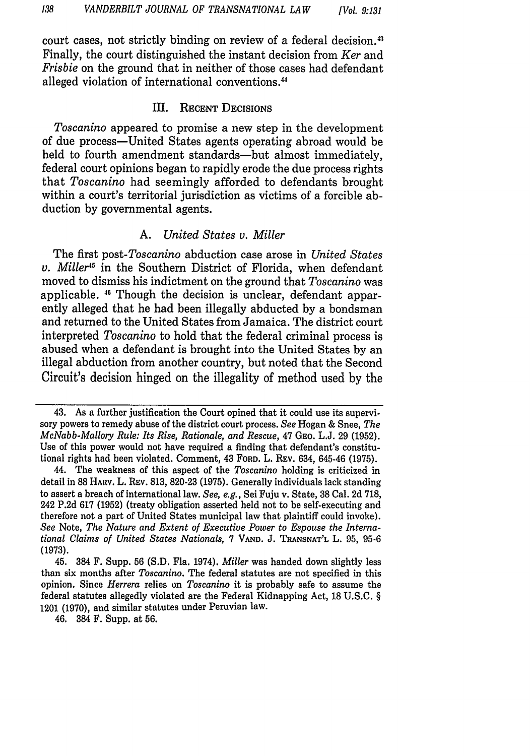court cases, not strictly binding on review of a federal decision.[43] Finally, the court distinguished the instant decision from *Ker* and *Frisbie* on the ground that in neither of those cases had defendant alleged violation of international conventions.[44]

## III. Recent Decisions

*Toscanino* appeared to promise a new step in the development of due process—United States agents operating abroad would be held to fourth amendment standards—but almost immediately, federal court opinions began to rapidly erode the due process rights that *Toscanino* had seemingly afforded to defendants brought within a court's territorial jurisdiction as victims of a forcible abduction by governmental agents.

### A. *United States v. Miller*

The first post-*Toscanino* abduction case arose in *United States v. Miller*[45] in the Southern District of Florida, when defendant moved to dismiss his indictment on the ground that *Toscanino* was applicable.[46] Though the decision is unclear, defendant apparently alleged that he had been illegally abducted by a bondsman and returned to the United States from Jamaica. The district court interpreted *Toscanino* to hold that the federal criminal process is abused when a defendant is brought into the United States by an illegal abduction from another country, but noted that the Second Circuit's decision hinged on the illegality of method used by the

---

43. As a further justification the Court opined that it could use its supervisory powers to remedy abuse of the district court process. *See* Hogan & Snee, *The McNabb-Mallory Rule: Its Rise, Rationale, and Rescue*, 47 Geo. L.J. 29 (1952). Use of this power would not have required a finding that defendant's constitutional rights had been violated. Comment, 43 Ford. L. Rev. 634, 645-46 (1975).

44. The weakness of this aspect of the *Toscanino* holding is criticized in detail in 88 Harv. L. Rev. 813, 820-23 (1975). Generally individuals lack standing to assert a breach of international law. *See, e.g.*, Sei Fuju v. State, 38 Cal. 2d 718, 242 P.2d 617 (1952) (treaty obligation asserted held not to be self-executing and therefore not a part of United States municipal law that plaintiff could invoke). *See* Note, *The Nature and Extent of Executive Power to Espouse the International Claims of United States Nationals*, 7 Vand. J. Transnat'l L. 95, 95-6 (1973).

45. 384 F. Supp. 56 (S.D. Fla. 1974). *Miller* was handed down slightly less than six months after *Toscanino*. The federal statutes are not specified in this opinion. Since *Herrera* relies on *Toscanino* it is probably safe to assume the federal statutes allegedly violated are the Federal Kidnapping Act, 18 U.S.C. § 1201 (1970), and similar statutes under Peruvian law.

46. 384 F. Supp. at 56.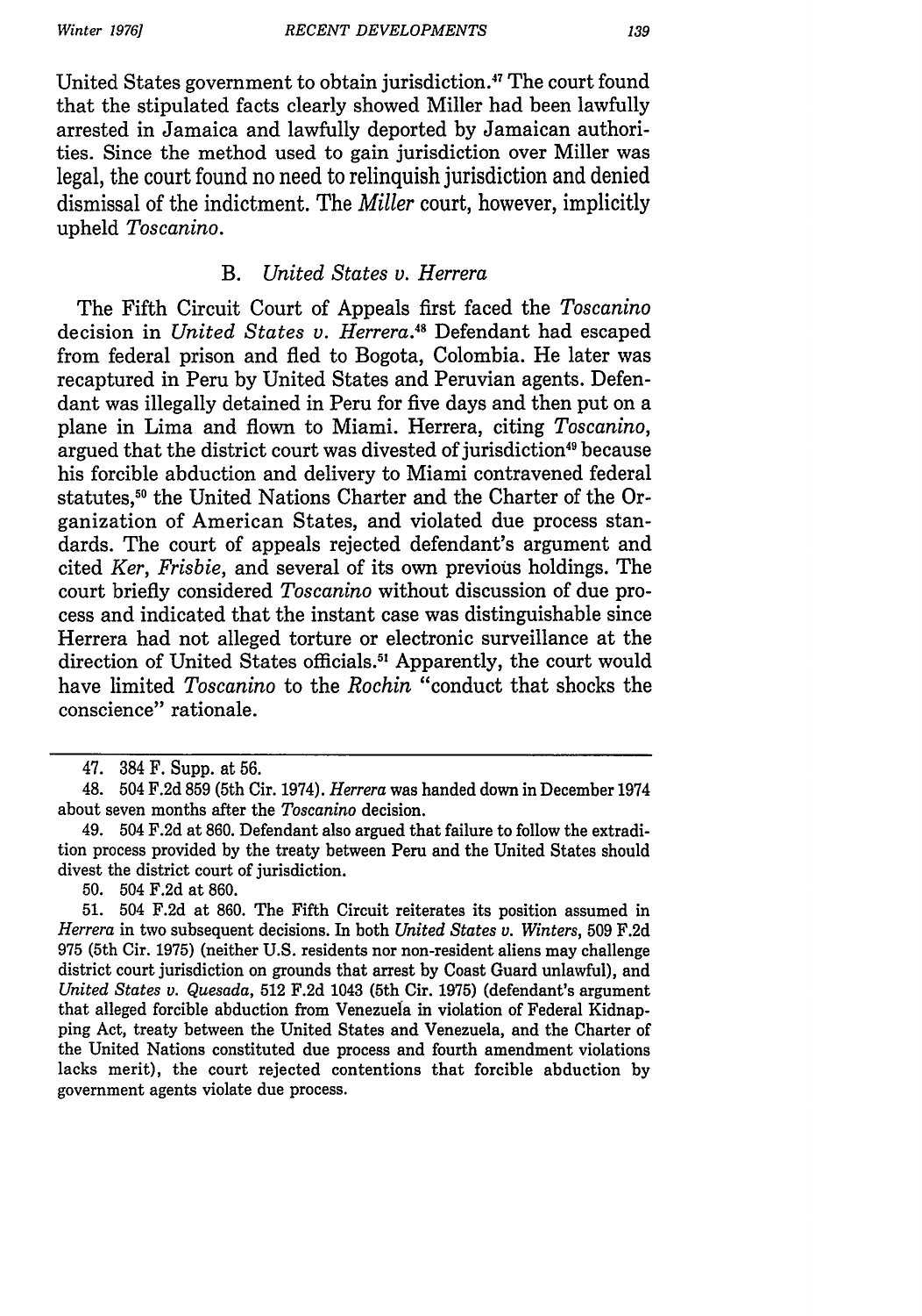United States government to obtain jurisdiction.[47] The court found that the stipulated facts clearly showed Miller had been lawfully arrested in Jamaica and lawfully deported by Jamaican authorities. Since the method used to gain jurisdiction over Miller was legal, the court found no need to relinquish jurisdiction and denied dismissal of the indictment. The *Miller* court, however, implicitly upheld *Toscanino*.

### B. *United States v. Herrera*

The Fifth Circuit Court of Appeals first faced the *Toscanino* decision in *United States v. Herrera*.[48] Defendant had escaped from federal prison and fled to Bogota, Colombia. He later was recaptured in Peru by United States and Peruvian agents. Defendant was illegally detained in Peru for five days and then put on a plane in Lima and flown to Miami. Herrera, citing *Toscanino*, argued that the district court was divested of jurisdiction[49] because his forcible abduction and delivery to Miami contravened federal statutes,[50] the United Nations Charter and the Charter of the Organization of American States, and violated due process standards. The court of appeals rejected defendant's argument and cited *Ker*, *Frisbie*, and several of its own previous holdings. The court briefly considered *Toscanino* without discussion of due process and indicated that the instant case was distinguishable since Herrera had not alleged torture or electronic surveillance at the direction of United States officials.[51] Apparently, the court would have limited *Toscanino* to the *Rochin* "conduct that shocks the conscience" rationale.

---

47. 384 F. Supp. at 56.

48. 504 F.2d 859 (5th Cir. 1974). *Herrera* was handed down in December 1974 about seven months after the *Toscanino* decision.

49. 504 F.2d at 860. Defendant also argued that failure to follow the extradition process provided by the treaty between Peru and the United States should divest the district court of jurisdiction.

50. 504 F.2d at 860.

51. 504 F.2d at 860. The Fifth Circuit reiterates its position assumed in *Herrera* in two subsequent decisions. In both *United States v. Winters*, 509 F.2d 975 (5th Cir. 1975) (neither U.S. residents nor non-resident aliens may challenge district court jurisdiction on grounds that arrest by Coast Guard unlawful), and *United States v. Quesada*, 512 F.2d 1043 (5th Cir. 1975) (defendant's argument that alleged forcible abduction from Venezuela in violation of Federal Kidnapping Act, treaty between the United States and Venezuela, and the Charter of the United Nations constituted due process and fourth amendment violations lacks merit), the court rejected contentions that forcible abduction by government agents violate due process.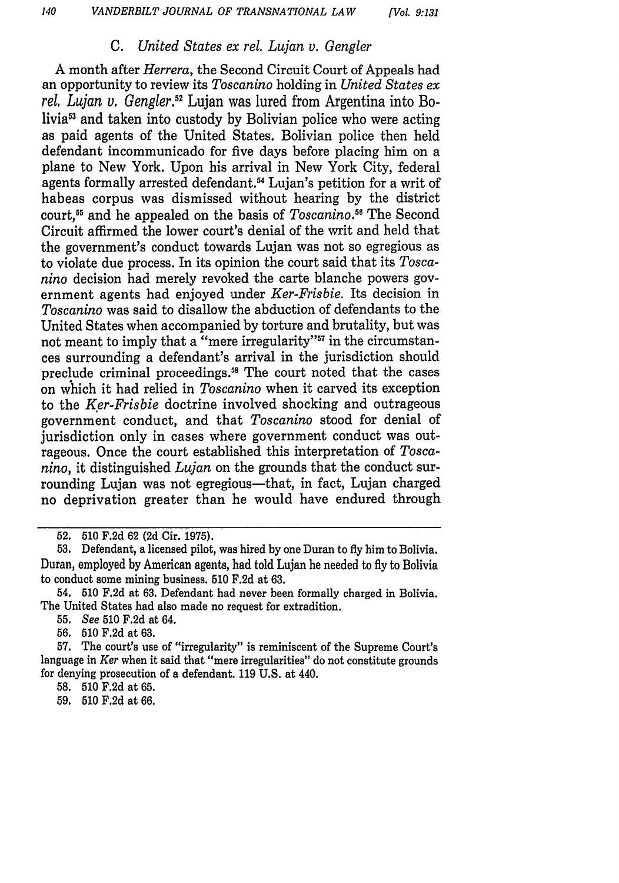### C. *United States ex rel. Lujan v. Gengler*

A month after *Herrera*, the Second Circuit Court of Appeals had an opportunity to review its *Toscanino* holding in *United States ex rel. Lujan v. Gengler*.[52] Lujan was lured from Argentina into Bolivia[53] and taken into custody by Bolivian police who were acting as paid agents of the United States. Bolivian police then held defendant incommunicado for five days before placing him on a plane to New York. Upon his arrival in New York City, federal agents formally arrested defendant.[54] Lujan's petition for a writ of habeas corpus was dismissed without hearing by the district court,[55] and he appealed on the basis of *Toscanino*.[56] The Second Circuit affirmed the lower court's denial of the writ and held that the government's conduct towards Lujan was not so egregious as to violate due process. In its opinion the court said that its *Toscanino* decision had merely revoked the carte blanche powers government agents had enjoyed under *Ker-Frisbie*. Its decision in *Toscanino* was said to disallow the abduction of defendants to the United States when accompanied by torture and brutality, but was not meant to imply that a "mere irregularity"[57] in the circumstances surrounding a defendant's arrival in the jurisdiction should preclude criminal proceedings.[58] The court noted that the cases on which it had relied in *Toscanino* when it carved its exception to the *Ker-Frisbie* doctrine involved shocking and outrageous government conduct, and that *Toscanino* stood for denial of jurisdiction only in cases where government conduct was outrageous. Once the court established this interpretation of *Toscanino*, it distinguished *Lujan* on the grounds that the conduct surrounding Lujan was not egregious—that, in fact, Lujan charged no deprivation greater than he would have endured through

---

52. 510 F.2d 62 (2d Cir. 1975).

53. Defendant, a licensed pilot, was hired by one Duran to fly him to Bolivia. Duran, employed by American agents, had told Lujan he needed to fly to Bolivia to conduct some mining business. 510 F.2d at 63.

54. 510 F.2d at 63. Defendant had never been formally charged in Bolivia. The United States had also made no request for extradition.

55. *See* 510 F.2d at 64.

56. 510 F.2d at 63.

57. The court's use of "irregularity" is reminiscent of the Supreme Court's language in *Ker* when it said that "mere irregularities" do not constitute grounds for denying prosecution of a defendant. 119 U.S. at 440.

58. 510 F.2d at 65.

59. 510 F.2d at 66.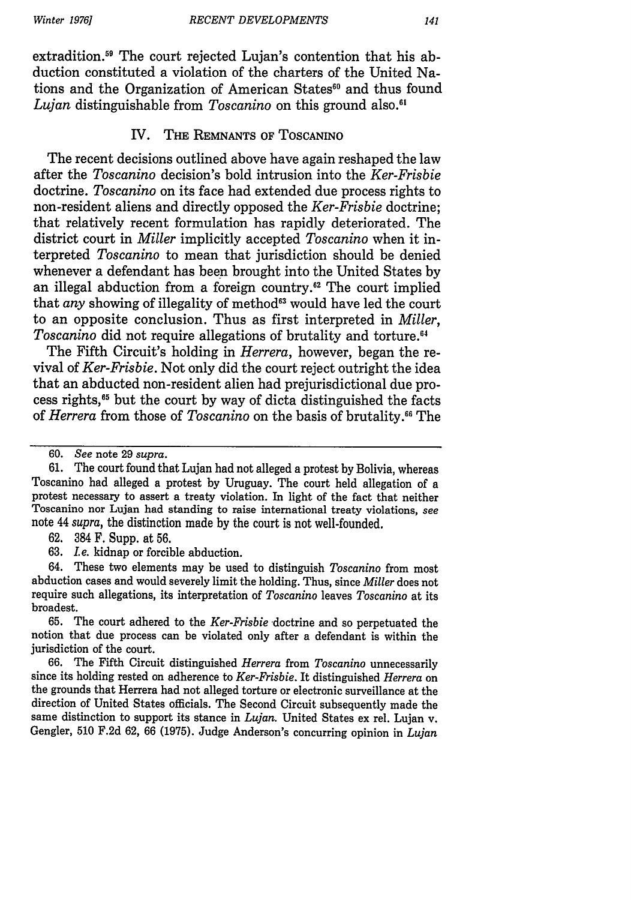extradition.[59] The court rejected Lujan's contention that his abduction constituted a violation of the charters of the United Nations and the Organization of American States[60] and thus found *Lujan* distinguishable from *Toscanino* on this ground also.[61]

## IV. The Remnants of Toscanino

The recent decisions outlined above have again reshaped the law after the *Toscanino* decision's bold intrusion into the *Ker-Frisbie* doctrine. *Toscanino* on its face had extended due process rights to non-resident aliens and directly opposed the *Ker-Frisbie* doctrine; that relatively recent formulation has rapidly deteriorated. The district court in *Miller* implicitly accepted *Toscanino* when it interpreted *Toscanino* to mean that jurisdiction should be denied whenever a defendant has been brought into the United States by an illegal abduction from a foreign country.[62] The court implied that *any* showing of illegality of method[63] would have led the court to an opposite conclusion. Thus as first interpreted in *Miller*, *Toscanino* did not require allegations of brutality and torture.[64]

The Fifth Circuit's holding in *Herrera*, however, began the revival of *Ker-Frisbie*. Not only did the court reject outright the idea that an abducted non-resident alien had prejurisdictional due process rights,[65] but the court by way of dicta distinguished the facts of *Herrera* from those of *Toscanino* on the basis of brutality.[66] The

---

60. *See* note 29 *supra*.

61. The court found that Lujan had not alleged a protest by Bolivia, whereas Toscanino had alleged a protest by Uruguay. The court held allegation of a protest necessary to assert a treaty violation. In light of the fact that neither Toscanino nor Lujan had standing to raise international treaty violations, *see* note 44 *supra*, the distinction made by the court is not well-founded.

62. 384 F. Supp. at 56.

63. *I.e.* kidnap or forcible abduction.

64. These two elements may be used to distinguish *Toscanino* from most abduction cases and would severely limit the holding. Thus, since *Miller* does not require such allegations, its interpretation of *Toscanino* leaves *Toscanino* at its broadest.

65. The court adhered to the *Ker-Frisbie* doctrine and so perpetuated the notion that due process can be violated only after a defendant is within the jurisdiction of the court.

66. The Fifth Circuit distinguished *Herrera* from *Toscanino* unnecessarily since its holding rested on adherence to *Ker-Frisbie*. It distinguished *Herrera* on the grounds that Herrera had not alleged torture or electronic surveillance at the direction of United States officials. The Second Circuit subsequently made the same distinction to support its stance in *Lujan*. United States ex rel. Lujan v. Gengler, 510 F.2d 62, 66 (1975). Judge Anderson's concurring opinion in *Lujan*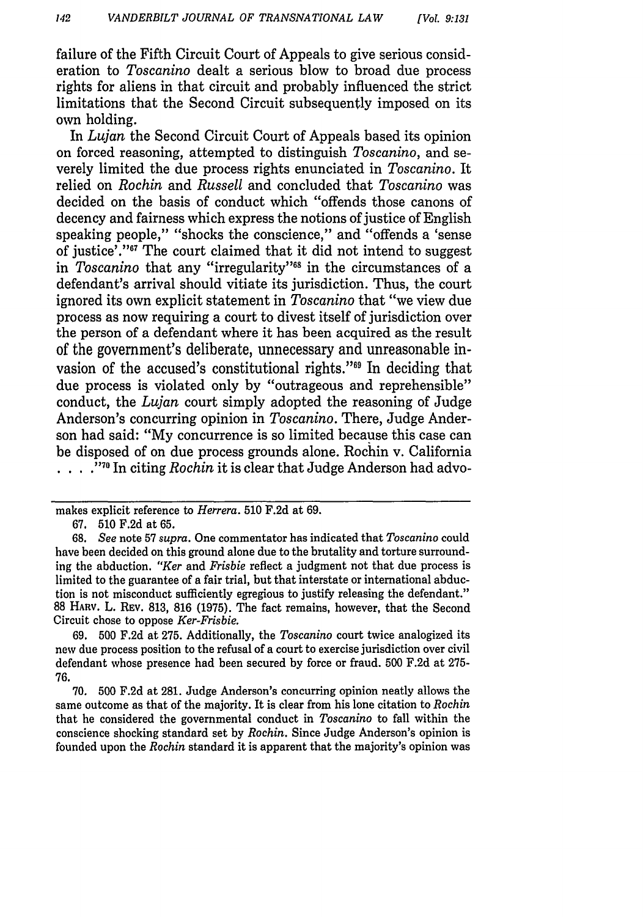failure of the Fifth Circuit Court of Appeals to give serious consideration to *Toscanino* dealt a serious blow to broad due process rights for aliens in that circuit and probably influenced the strict limitations that the Second Circuit subsequently imposed on its own holding.

In *Lujan* the Second Circuit Court of Appeals based its opinion on forced reasoning, attempted to distinguish *Toscanino*, and severely limited the due process rights enunciated in *Toscanino*. It relied on *Rochin* and *Russell* and concluded that *Toscanino* was decided on the basis of conduct which "offends those canons of decency and fairness which express the notions of justice of English speaking people," "shocks the conscience," and "offends a 'sense of justice'."[67] The court claimed that it did not intend to suggest in *Toscanino* that any "irregularity"[68] in the circumstances of a defendant's arrival should vitiate its jurisdiction. Thus, the court ignored its own explicit statement in *Toscanino* that "we view due process as now requiring a court to divest itself of jurisdiction over the person of a defendant where it has been acquired as the result of the government's deliberate, unnecessary and unreasonable invasion of the accused's constitutional rights."[69] In deciding that due process is violated only by "outrageous and reprehensible" conduct, the *Lujan* court simply adopted the reasoning of Judge Anderson's concurring opinion in *Toscanino*. There, Judge Anderson had said: "My concurrence is so limited because this case can be disposed of on due process grounds alone. Rochin v. California . . . ."[70] In citing *Rochin* it is clear that Judge Anderson had advo-

---

makes explicit reference to *Herrera*. 510 F.2d at 69.

67. 510 F.2d at 65.

68. *See* note 57 *supra*. One commentator has indicated that *Toscanino* could have been decided on this ground alone due to the brutality and torture surrounding the abduction. "*Ker* and *Frisbie* reflect a judgment not that due process is limited to the guarantee of a fair trial, but that interstate or international abduction is not misconduct sufficiently egregious to justify releasing the defendant." 88 HARV. L. REV. 813, 816 (1975). The fact remains, however, that the Second Circuit chose to oppose *Ker-Frisbie*.

69. 500 F.2d at 275. Additionally, the *Toscanino* court twice analogized its new due process position to the refusal of a court to exercise jurisdiction over civil defendant whose presence had been secured by force or fraud. 500 F.2d at 275-76.

70. 500 F.2d at 281. Judge Anderson's concurring opinion neatly allows the same outcome as that of the majority. It is clear from his lone citation to *Rochin* that he considered the governmental conduct in *Toscanino* to fall within the conscience shocking standard set by *Rochin*. Since Judge Anderson's opinion is founded upon the *Rochin* standard it is apparent that the majority's opinion was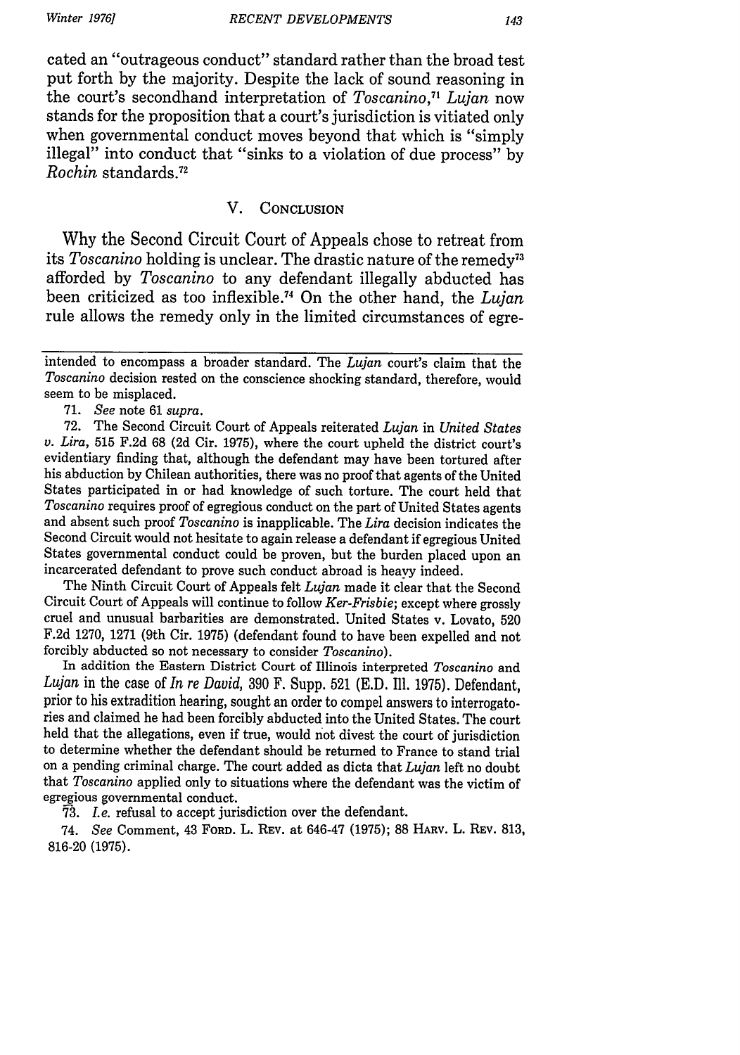cated an "outrageous conduct" standard rather than the broad test put forth by the majority. Despite the lack of sound reasoning in the court's secondhand interpretation of *Toscanino*,[71] *Lujan* now stands for the proposition that a court's jurisdiction is vitiated only when governmental conduct moves beyond that which is "simply illegal" into conduct that "sinks to a violation of due process" by *Rochin* standards.[72]

## V. Conclusion

Why the Second Circuit Court of Appeals chose to retreat from its *Toscanino* holding is unclear. The drastic nature of the remedy[73] afforded by *Toscanino* to any defendant illegally abducted has been criticized as too inflexible.[74] On the other hand, the *Lujan* rule allows the remedy only in the limited circumstances of egre-

---

intended to encompass a broader standard. The *Lujan* court's claim that the *Toscanino* decision rested on the conscience shocking standard, therefore, would seem to be misplaced.

71. *See* note 61 *supra*.

72. The Second Circuit Court of Appeals reiterated *Lujan* in *United States v. Lira*, 515 F.2d 68 (2d Cir. 1975), where the court upheld the district court's evidentiary finding that, although the defendant may have been tortured after his abduction by Chilean authorities, there was no proof that agents of the United States participated in or had knowledge of such torture. The court held that *Toscanino* requires proof of egregious conduct on the part of United States agents and absent such proof *Toscanino* is inapplicable. The *Lira* decision indicates the Second Circuit would not hesitate to again release a defendant if egregious United States governmental conduct could be proven, but the burden placed upon an incarcerated defendant to prove such conduct abroad is heavy indeed.

The Ninth Circuit Court of Appeals felt *Lujan* made it clear that the Second Circuit Court of Appeals will continue to follow *Ker-Frisbie*; except where grossly cruel and unusual barbarities are demonstrated. United States v. Lovato, 520 F.2d 1270, 1271 (9th Cir. 1975) (defendant found to have been expelled and not forcibly abducted so not necessary to consider *Toscanino*).

In addition the Eastern District Court of Illinois interpreted *Toscanino* and *Lujan* in the case of *In re David*, 390 F. Supp. 521 (E.D. Ill. 1975). Defendant, prior to his extradition hearing, sought an order to compel answers to interrogatories and claimed he had been forcibly abducted into the United States. The court held that the allegations, even if true, would not divest the court of jurisdiction to determine whether the defendant should be returned to France to stand trial on a pending criminal charge. The court added as dicta that *Lujan* left no doubt that *Toscanino* applied only to situations where the defendant was the victim of egregious governmental conduct.

73. *I.e.* refusal to accept jurisdiction over the defendant.

74. *See* Comment, 43 Ford. L. Rev. at 646-47 (1975); 88 Harv. L. Rev. 813, 816-20 (1975).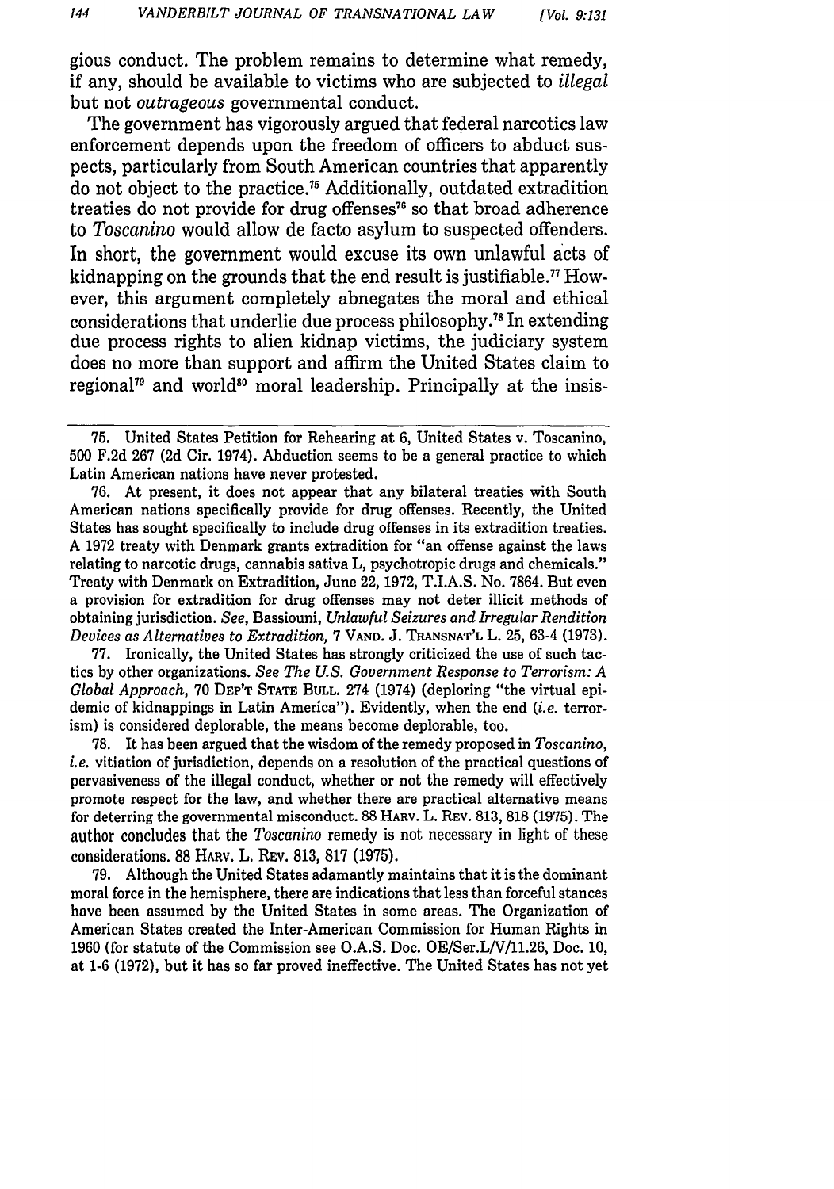gious conduct. The problem remains to determine what remedy, if any, should be available to victims who are subjected to *illegal* but not *outrageous* governmental conduct.

The government has vigorously argued that federal narcotics law enforcement depends upon the freedom of officers to abduct suspects, particularly from South American countries that apparently do not object to the practice.[75] Additionally, outdated extradition treaties do not provide for drug offenses[76] so that broad adherence to *Toscanino* would allow de facto asylum to suspected offenders. In short, the government would excuse its own unlawful acts of kidnapping on the grounds that the end result is justifiable.[77] However, this argument completely abnegates the moral and ethical considerations that underlie due process philosophy.[78] In extending due process rights to alien kidnap victims, the judiciary system does no more than support and affirm the United States claim to regional[79] and world[80] moral leadership. Principally at the insis-

---

75. United States Petition for Rehearing at 6, United States v. Toscanino, 500 F.2d 267 (2d Cir. 1974). Abduction seems to be a general practice to which Latin American nations have never protested.

76. At present, it does not appear that any bilateral treaties with South American nations specifically provide for drug offenses. Recently, the United States has sought specifically to include drug offenses in its extradition treaties. A 1972 treaty with Denmark grants extradition for "an offense against the laws relating to narcotic drugs, cannabis sativa L, psychotropic drugs and chemicals." Treaty with Denmark on Extradition, June 22, 1972, T.I.A.S. No. 7864. But even a provision for extradition for drug offenses may not deter illicit methods of obtaining jurisdiction. *See*, Bassiouni, *Unlawful Seizures and Irregular Rendition Devices as Alternatives to Extradition,* 7 VAND. J. TRANSNAT'L L. 25, 63-4 (1973).

77. Ironically, the United States has strongly criticized the use of such tactics by other organizations. *See The U.S. Government Response to Terrorism: A Global Approach,* 70 DEP'T STATE BULL. 274 (1974) (deploring "the virtual epidemic of kidnappings in Latin America"). Evidently, when the end (*i.e.* terrorism) is considered deplorable, the means become deplorable, too.

78. It has been argued that the wisdom of the remedy proposed in *Toscanino, i.e.* vitiation of jurisdiction, depends on a resolution of the practical questions of pervasiveness of the illegal conduct, whether or not the remedy will effectively promote respect for the law, and whether there are practical alternative means for deterring the governmental misconduct. 88 HARV. L. REV. 813, 818 (1975). The author concludes that the *Toscanino* remedy is not necessary in light of these considerations. 88 HARV. L. REV. 813, 817 (1975).

79. Although the United States adamantly maintains that it is the dominant moral force in the hemisphere, there are indications that less than forceful stances have been assumed by the United States in some areas. The Organization of American States created the Inter-American Commission for Human Rights in 1960 (for statute of the Commission see O.A.S. Doc. OE/Ser.L/V/11.26, Doc. 10, at 1-6 (1972), but it has so far proved ineffective. The United States has not yet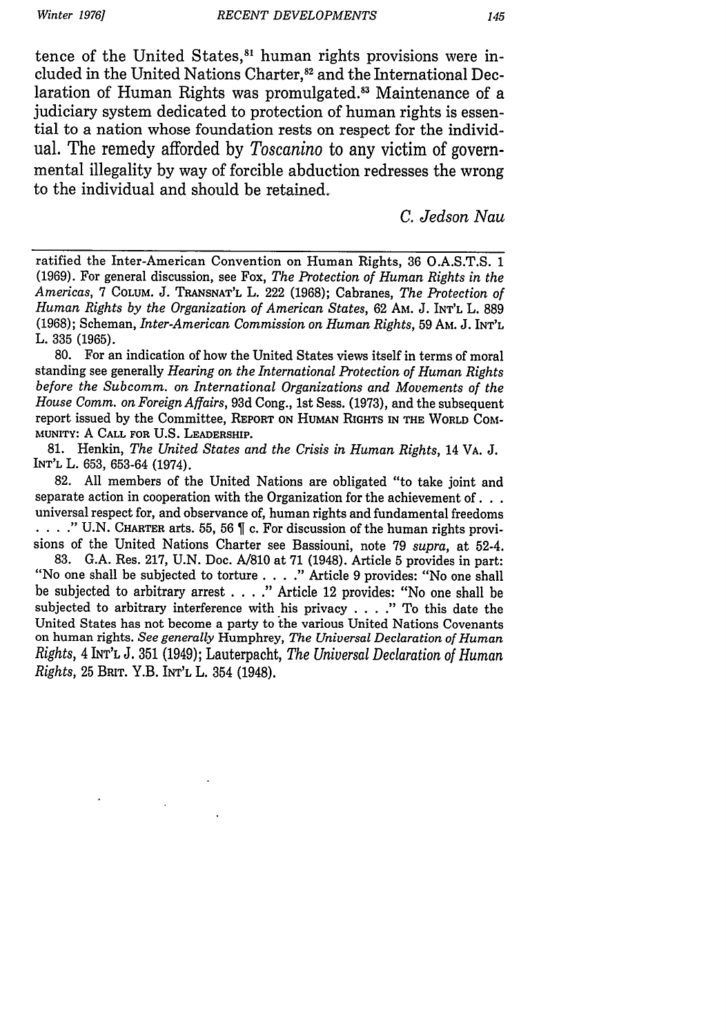tence of the United States,[81] human rights provisions were included in the United Nations Charter,[82] and the International Declaration of Human Rights was promulgated.[83] Maintenance of a judiciary system dedicated to protection of human rights is essential to a nation whose foundation rests on respect for the individual. The remedy afforded by *Toscanino* to any victim of governmental illegality by way of forcible abduction redresses the wrong to the individual and should be retained.

*C. Jedson Nau*

---

ratified the Inter-American Convention on Human Rights, 36 O.A.S.T.S. 1 (1969). For general discussion, see Fox, *The Protection of Human Rights in the Americas*, 7 COLUM. J. TRANSNAT'L L. 222 (1968); Cabranes, *The Protection of Human Rights by the Organization of American States*, 62 AM. J. INT'L L. 889 (1968); Scheman, *Inter-American Commission on Human Rights*, 59 AM. J. INT'L L. 335 (1965).

80. For an indication of how the United States views itself in terms of moral standing see generally *Hearing on the International Protection of Human Rights before the Subcomm. on International Organizations and Movements of the House Comm. on Foreign Affairs*, 93d Cong., 1st Sess. (1973), and the subsequent report issued by the Committee, REPORT ON HUMAN RIGHTS IN THE WORLD COMMUNITY: A CALL FOR U.S. LEADERSHIP.

81. Henkin, *The United States and the Crisis in Human Rights*, 14 VA. J. INT'L L. 653, 653-64 (1974).

82. All members of the United Nations are obligated "to take joint and separate action in cooperation with the Organization for the achievement of . . . universal respect for, and observance of, human rights and fundamental freedoms . . . ." U.N. CHARTER arts. 55, 56 ¶ c. For discussion of the human rights provisions of the United Nations Charter see Bassiouni, note 79 *supra*, at 52-4.

83. G.A. Res. 217, U.N. Doc. A/810 at 71 (1948). Article 5 provides in part: "No one shall be subjected to torture . . . ." Article 9 provides: "No one shall be subjected to arbitrary arrest . . . ." Article 12 provides: "No one shall be subjected to arbitrary interference with his privacy . . . ." To this date the United States has not become a party to the various United Nations Covenants on human rights. *See generally* Humphrey, *The Universal Declaration of Human Rights*, 4 INT'L J. 351 (1949); Lauterpacht, *The Universal Declaration of Human Rights*, 25 BRIT. Y.B. INT'L L. 354 (1948).